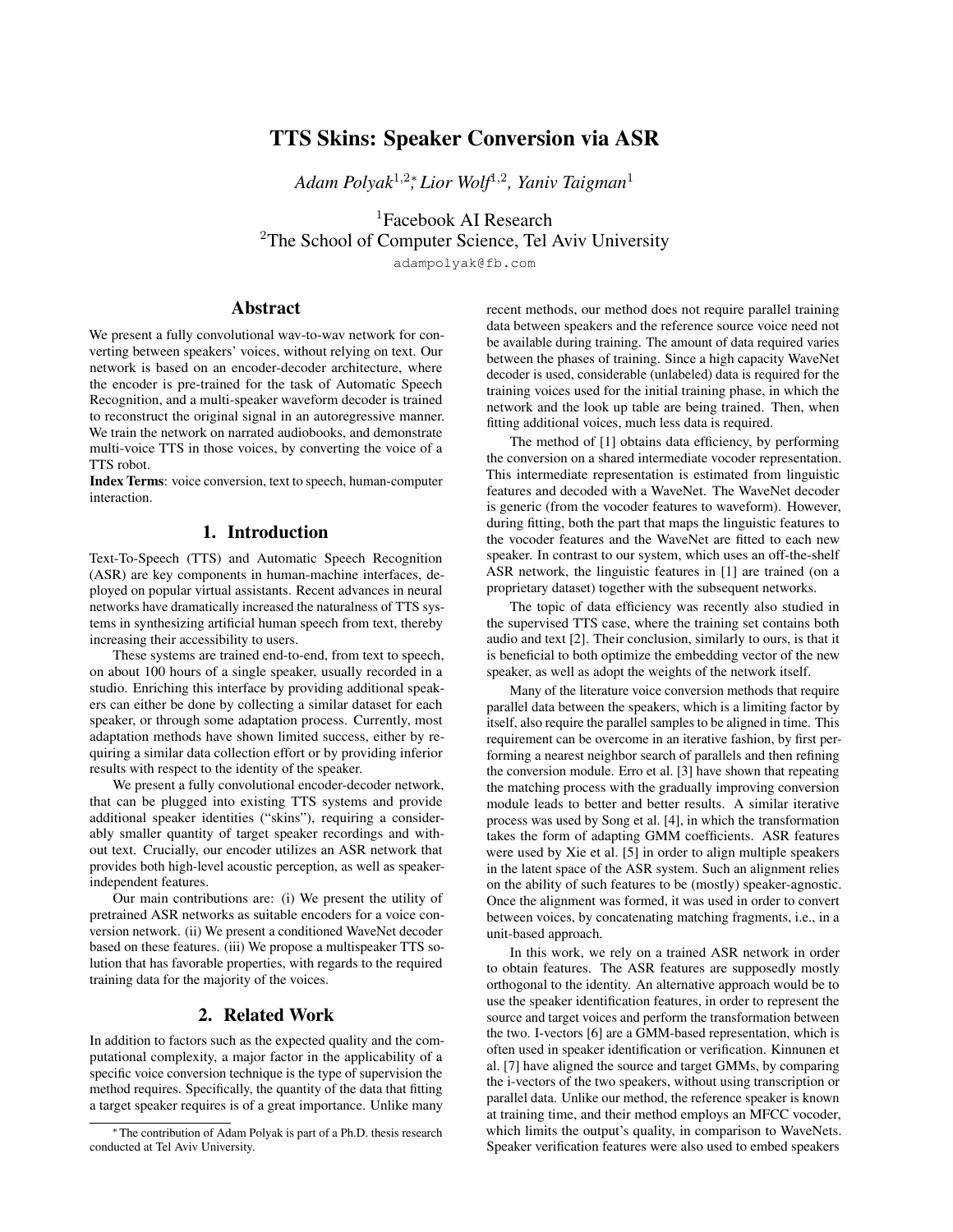# TTS Skins: Speaker Conversion via ASR

*Adam Polyak[1,2]*, Lior Wolf[1,2], Yaniv Taigman[1]*

[1]Facebook AI Research
[2]The School of Computer Science, Tel Aviv University

adampolyak@fb.com

## Abstract

We present a fully convolutional wav-to-wav network for converting between speakers' voices, without relying on text. Our network is based on an encoder-decoder architecture, where the encoder is pre-trained for the task of Automatic Speech Recognition, and a multi-speaker waveform decoder is trained to reconstruct the original signal in an autoregressive manner. We train the network on narrated audiobooks, and demonstrate multi-voice TTS in those voices, by converting the voice of a TTS robot.

**Index Terms**: voice conversion, text to speech, human-computer interaction.

## 1. Introduction

Text-To-Speech (TTS) and Automatic Speech Recognition (ASR) are key components in human-machine interfaces, deployed on popular virtual assistants. Recent advances in neural networks have dramatically increased the naturalness of TTS systems in synthesizing artificial human speech from text, thereby increasing their accessibility to users.

These systems are trained end-to-end, from text to speech, on about 100 hours of a single speaker, usually recorded in a studio. Enriching this interface by providing additional speakers can either be done by collecting a similar dataset for each speaker, or through some adaptation process. Currently, most adaptation methods have shown limited success, either by requiring a similar data collection effort or by providing inferior results with respect to the identity of the speaker.

We present a fully convolutional encoder-decoder network, that can be plugged into existing TTS systems and provide additional speaker identities ("skins"), requiring a considerably smaller quantity of target speaker recordings and without text. Crucially, our encoder utilizes an ASR network that provides both high-level acoustic perception, as well as speaker-independent features.

Our main contributions are: (i) We present the utility of pretrained ASR networks as suitable encoders for a voice conversion network. (ii) We present a conditioned WaveNet decoder based on these features. (iii) We propose a multispeaker TTS solution that has favorable properties, with regards to the required training data for the majority of the voices.

## 2. Related Work

In addition to factors such as the expected quality and the computational complexity, a major factor in the applicability of a specific voice conversion technique is the type of supervision the method requires. Specifically, the quantity of the data that fitting a target speaker requires is of a great importance. Unlike many recent methods, our method does not require parallel training data between speakers and the reference source voice need not be available during training. The amount of data required varies between the phases of training. Since a high capacity WaveNet decoder is used, considerable (unlabeled) data is required for the training voices used for the initial training phase, in which the network and the look up table are being trained. Then, when fitting additional voices, much less data is required.

The method of [1] obtains data efficiency, by performing the conversion on a shared intermediate vocoder representation. This intermediate representation is estimated from linguistic features and decoded with a WaveNet. The WaveNet decoder is generic (from the vocoder features to waveform). However, during fitting, both the part that maps the linguistic features to the vocoder features and the WaveNet are fitted to each new speaker. In contrast to our system, which uses an off-the-shelf ASR network, the linguistic features in [1] are trained (on a proprietary dataset) together with the subsequent networks.

The topic of data efficiency was recently also studied in the supervised TTS case, where the training set contains both audio and text [2]. Their conclusion, similarly to ours, is that it is beneficial to both optimize the embedding vector of the new speaker, as well as adopt the weights of the network itself.

Many of the literature voice conversion methods that require parallel data between the speakers, which is a limiting factor by itself, also require the parallel samples to be aligned in time. This requirement can be overcome in an iterative fashion, by first performing a nearest neighbor search of parallels and then refining the conversion module. Erro et al. [3] have shown that repeating the matching process with the gradually improving conversion module leads to better and better results. A similar iterative process was used by Song et al. [4], in which the transformation takes the form of adapting GMM coefficients. ASR features were used by Xie et al. [5] in order to align multiple speakers in the latent space of the ASR system. Such an alignment relies on the ability of such features to be (mostly) speaker-agnostic. Once the alignment was formed, it was used in order to convert between voices, by concatenating matching fragments, i.e., in a unit-based approach.

In this work, we rely on a trained ASR network in order to obtain features. The ASR features are supposedly mostly orthogonal to the identity. An alternative approach would be to use the speaker identification features, in order to represent the source and target voices and perform the transformation between the two. I-vectors [6] are a GMM-based representation, which is often used in speaker identification or verification. Kinnunen et al. [7] have aligned the source and target GMMs, by comparing the i-vectors of the two speakers, without using transcription or parallel data. Unlike our method, the reference speaker is known at training time, and their method employs an MFCC vocoder, which limits the output's quality, in comparison to WaveNets. Speaker verification features were also used to embed speakers

* The contribution of Adam Polyak is part of a Ph.D. thesis research conducted at Tel Aviv University.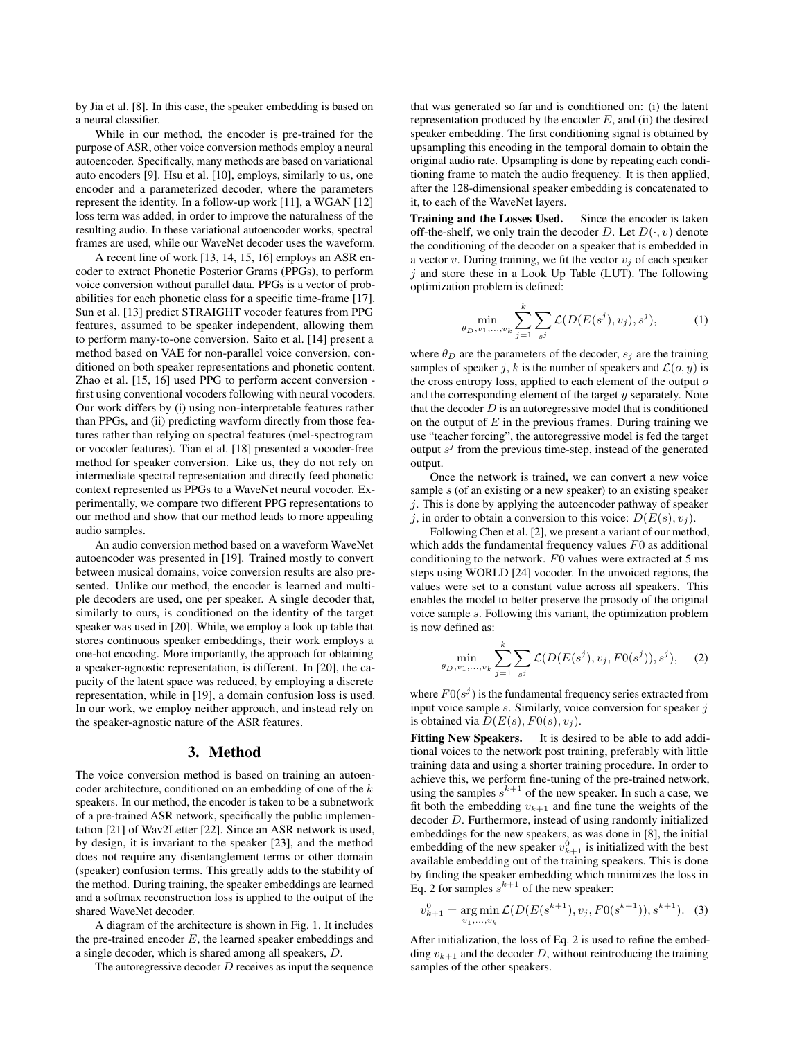by Jia et al. [8]. In this case, the speaker embedding is based on a neural classifier.

While in our method, the encoder is pre-trained for the purpose of ASR, other voice conversion methods employ a neural autoencoder. Specifically, many methods are based on variational auto encoders [9]. Hsu et al. [10], employs, similarly to us, one encoder and a parameterized decoder, where the parameters represent the identity. In a follow-up work [11], a WGAN [12] loss term was added, in order to improve the naturalness of the resulting audio. In these variational autoencoder works, spectral frames are used, while our WaveNet decoder uses the waveform.

A recent line of work [13, 14, 15, 16] employs an ASR encoder to extract Phonetic Posterior Grams (PPGs), to perform voice conversion without parallel data. PPGs is a vector of probabilities for each phonetic class for a specific time-frame [17]. Sun et al. [13] predict STRAIGHT vocoder features from PPG features, assumed to be speaker independent, allowing them to perform many-to-one conversion. Saito et al. [14] present a method based on VAE for non-parallel voice conversion, conditioned on both speaker representations and phonetic content. Zhao et al. [15, 16] used PPG to perform accent conversion - first using conventional vocoders following with neural vocoders. Our work differs by (i) using non-interpretable features rather than PPGs, and (ii) predicting wavform directly from those features rather than relying on spectral features (mel-spectrogram or vocoder features). Tian et al. [18] presented a vocoder-free method for speaker conversion. Like us, they do not rely on intermediate spectral representation and directly feed phonetic context represented as PPGs to a WaveNet neural vocoder. Experimentally, we compare two different PPG representations to our method and show that our method leads to more appealing audio samples.

An audio conversion method based on a waveform WaveNet autoencoder was presented in [19]. Trained mostly to convert between musical domains, voice conversion results are also presented. Unlike our method, the encoder is learned and multiple decoders are used, one per speaker. A single decoder that, similarly to ours, is conditioned on the identity of the target speaker was used in [20]. While, we employ a look up table that stores continuous speaker embeddings, their work employs a one-hot encoding. More importantly, the approach for obtaining a speaker-agnostic representation, is different. In [20], the capacity of the latent space was reduced, by employing a discrete representation, while in [19], a domain confusion loss is used. In our work, we employ neither approach, and instead rely on the speaker-agnostic nature of the ASR features.

## 3. Method

The voice conversion method is based on training an autoencoder architecture, conditioned on an embedding of one of the $k$ speakers. In our method, the encoder is taken to be a subnetwork of a pre-trained ASR network, specifically the public implementation [21] of Wav2Letter [22]. Since an ASR network is used, by design, it is invariant to the speaker [23], and the method does not require any disentanglement terms or other domain (speaker) confusion terms. This greatly adds to the stability of the method. During training, the speaker embeddings are learned and a softmax reconstruction loss is applied to the output of the shared WaveNet decoder.

A diagram of the architecture is shown in Fig. 1. It includes the pre-trained encoder $E$, the learned speaker embeddings and a single decoder, which is shared among all speakers, $D$.

The autoregressive decoder $D$ receives as input the sequence that was generated so far and is conditioned on: (i) the latent representation produced by the encoder $E$, and (ii) the desired speaker embedding. The first conditioning signal is obtained by upsampling this encoding in the temporal domain to obtain the original audio rate. Upsampling is done by repeating each conditioning frame to match the audio frequency. It is then applied, after the 128-dimensional speaker embedding is concatenated to it, to each of the WaveNet layers.

**Training and the Losses Used.** Since the encoder is taken off-the-shelf, we only train the decoder $D$. Let $D(\cdot, v)$ denote the conditioning of the decoder on a speaker that is embedded in a vector $v$. During training, we fit the vector $v_j$ of each speaker $j$ and store these in a Look Up Table (LUT). The following optimization problem is defined:

$$\min_{\theta_D, v_1, \ldots, v_k} \sum_{j=1}^{k} \sum_{s^j} \mathcal{L}(D(E(s^j), v_j), s^j), \quad (1)$$

where $\theta_D$ are the parameters of the decoder, $s_j$ are the training samples of speaker $j$, $k$ is the number of speakers and $\mathcal{L}(o, y)$ is the cross entropy loss, applied to each element of the output $o$ and the corresponding element of the target $y$ separately. Note that the decoder $D$ is an autoregressive model that is conditioned on the output of $E$ in the previous frames. During training we use "teacher forcing", the autoregressive model is fed the target output $s^j$ from the previous time-step, instead of the generated output.

Once the network is trained, we can convert a new voice sample $s$ (of an existing or a new speaker) to an existing speaker $j$. This is done by applying the autoencoder pathway of speaker $j$, in order to obtain a conversion to this voice: $D(E(s), v_j)$.

Following Chen et al. [2], we present a variant of our method, which adds the fundamental frequency values $F0$ as additional conditioning to the network. $F0$ values were extracted at 5 ms steps using WORLD [24] vocoder. In the unvoiced regions, the values were set to a constant value across all speakers. This enables the model to better preserve the prosody of the original voice sample $s$. Following this variant, the optimization problem is now defined as:

$$\min_{\theta_D, v_1, \ldots, v_k} \sum_{j=1}^{k} \sum_{s^j} \mathcal{L}(D(E(s^j), v_j, F0(s^j)), s^j), \quad (2)$$

where $F0(s^j)$ is the fundamental frequency series extracted from input voice sample $s$. Similarly, voice conversion for speaker $j$ is obtained via $D(E(s), F0(s), v_j)$.

**Fitting New Speakers.** It is desired to be able to add additional voices to the network post training, preferably with little training data and using a shorter training procedure. In order to achieve this, we perform fine-tuning of the pre-trained network, using the samples $s^{k+1}$ of the new speaker. In such a case, we fit both the embedding $v_{k+1}$ and fine tune the weights of the decoder $D$. Furthermore, instead of using randomly initialized embeddings for the new speakers, as was done in [8], the initial embedding of the new speaker $v_{k+1}^0$ is initialized with the best available embedding out of the training speakers. This is done by finding the speaker embedding which minimizes the loss in Eq. 2 for samples $s^{k+1}$ of the new speaker:

$$v_{k+1}^0 = \arg\min_{v_1, \ldots, v_k} \mathcal{L}(D(E(s^{k+1}), v_j, F0(s^{k+1})), s^{k+1}). \quad (3)$$

After initialization, the loss of Eq. 2 is used to refine the embedding $v_{k+1}$ and the decoder $D$, without reintroducing the training samples of the other speakers.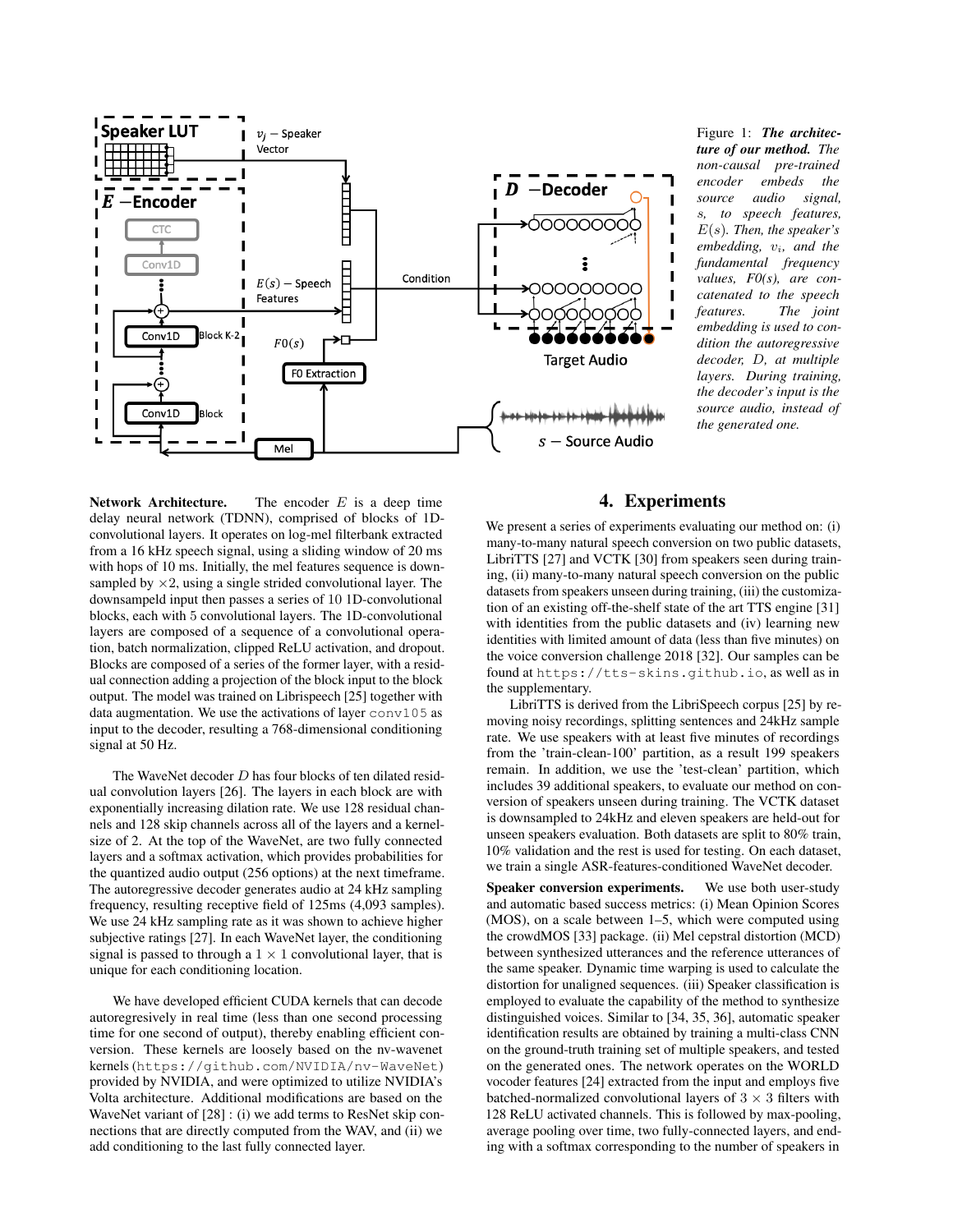Figure 1: ***The architecture of our method.*** *The non-causal pre-trained encoder embeds the source audio signal, s, to speech features, $E(s)$. Then, the speaker's embedding, $v_i$, and the fundamental frequency values, F0(s), are concatenated to the speech features. The joint embedding is used to condition the autoregressive decoder, D, at multiple layers. During training, the decoder's input is the source audio, instead of the generated one.*

**Network Architecture.** The encoder $E$ is a deep time delay neural network (TDNN), comprised of blocks of 1D-convolutional layers. It operates on log-mel filterbank extracted from a 16 kHz speech signal, using a sliding window of 20 ms with hops of 10 ms. Initially, the mel features sequence is down-sampled by $\times 2$, using a single strided convolutional layer. The downsampeld input then passes a series of 10 1D-convolutional blocks, each with 5 convolutional layers. The 1D-convolutional layers are composed of a sequence of a convolutional operation, batch normalization, clipped ReLU activation, and dropout. Blocks are composed of a series of the former layer, with a residual connection adding a projection of the block input to the block output. The model was trained on Librispeech [25] together with data augmentation. We use the activations of layer `conv105` as input to the decoder, resulting a 768-dimensional conditioning signal at 50 Hz.

The WaveNet decoder $D$ has four blocks of ten dilated residual convolution layers [26]. The layers in each block are with exponentially increasing dilation rate. We use 128 residual channels and 128 skip channels across all of the layers and a kernel-size of 2. At the top of the WaveNet, are two fully connected layers and a softmax activation, which provides probabilities for the quantized audio output (256 options) at the next timeframe. The autoregressive decoder generates audio at 24 kHz sampling frequency, resulting receptive field of 125ms (4,093 samples). We use 24 kHz sampling rate as it was shown to achieve higher subjective ratings [27]. In each WaveNet layer, the conditioning signal is passed to through a $1 \times 1$ convolutional layer, that is unique for each conditioning location.

We have developed efficient CUDA kernels that can decode autoregresively in real time (less than one second processing time for one second of output), thereby enabling efficient conversion. These kernels are loosely based on the nv-wavenet kernels (`https://github.com/NVIDIA/nv-WaveNet`) provided by NVIDIA, and were optimized to utilize NVIDIA's Volta architecture. Additional modifications are based on the WaveNet variant of [28] : (i) we add terms to ResNet skip connections that are directly computed from the WAV, and (ii) we add conditioning to the last fully connected layer.

## 4. Experiments

We present a series of experiments evaluating our method on: (i) many-to-many natural speech conversion on two public datasets, LibriTTS [27] and VCTK [30] from speakers seen during training, (ii) many-to-many natural speech conversion on the public datasets from speakers unseen during training, (iii) the customization of an existing off-the-shelf state of the art TTS engine [31] with identities from the public datasets and (iv) learning new identities with limited amount of data (less than five minutes) on the voice conversion challenge 2018 [32]. Our samples can be found at `https://tts-skins.github.io`, as well as in the supplementary.

LibriTTS is derived from the LibriSpeech corpus [25] by removing noisy recordings, splitting sentences and 24kHz sample rate. We use speakers with at least five minutes of recordings from the 'train-clean-100' partition, as a result 199 speakers remain. In addition, we use the 'test-clean' partition, which includes 39 additional speakers, to evaluate our method on conversion of speakers unseen during training. The VCTK dataset is downsampled to 24kHz and eleven speakers are held-out for unseen speakers evaluation. Both datasets are split to 80% train, 10% validation and the rest is used for testing. On each dataset, we train a single ASR-features-conditioned WaveNet decoder.

**Speaker conversion experiments.** We use both user-study and automatic based success metrics: (i) Mean Opinion Scores (MOS), on a scale between 1–5, which were computed using the crowdMOS [33] package. (ii) Mel cepstral distortion (MCD) between synthesized utterances and the reference utterances of the same speaker. Dynamic time warping is used to calculate the distortion for unaligned sequences. (iii) Speaker classification is employed to evaluate the capability of the method to synthesize distinguished voices. Similar to [34, 35, 36], automatic speaker identification results are obtained by training a multi-class CNN on the ground-truth training set of multiple speakers, and tested on the generated ones. The network operates on the WORLD vocoder features [24] extracted from the input and employs five batched-normalized convolutional layers of $3 \times 3$ filters with 128 ReLU activated channels. This is followed by max-pooling, average pooling over time, two fully-connected layers, and ending with a softmax corresponding to the number of speakers in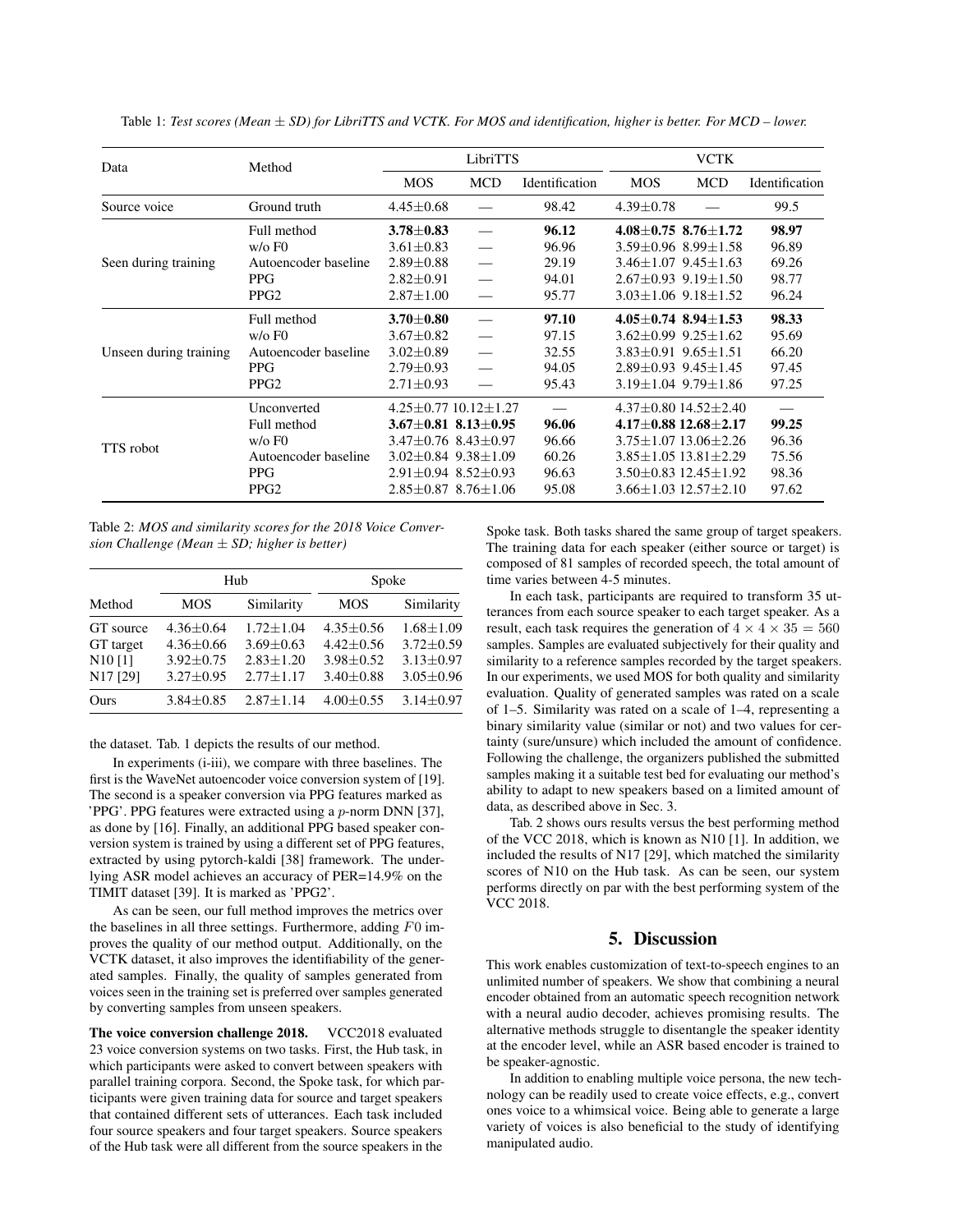Table 1: *Test scores (Mean ± SD) for LibriTTS and VCTK. For MOS and identification, higher is better. For MCD – lower.*

| Data | Method | LibriTTS | | | VCTK | | |
|---|---|---|---|---|---|---|---|
| | | MOS | MCD | Identification | MOS | MCD | Identification |
| Source voice | Ground truth | 4.45±0.68 | — | 98.42 | 4.39±0.78 | — | 99.5 |
| Seen during training | Full method | **3.78±0.83** | — | **96.12** | **4.08±0.75** | **8.76±1.72** | **98.97** |
| | w/o F0 | 3.61±0.83 | — | 96.96 | 3.59±0.96 | 8.99±1.58 | 96.89 |
| | Autoencoder baseline | 2.89±0.88 | — | 29.19 | 3.46±1.07 | 9.45±1.63 | 69.26 |
| | PPG | 2.82±0.91 | — | 94.01 | 2.67±0.93 | 9.19±1.50 | 98.77 |
| | PPG2 | 2.87±1.00 | — | 95.77 | 3.03±1.06 | 9.18±1.52 | 96.24 |
| Unseen during training | Full method | **3.70±0.80** | — | **97.10** | **4.05±0.74** | **8.94±1.53** | **98.33** |
| | w/o F0 | 3.67±0.82 | — | 97.15 | 3.62±0.99 | 9.25±1.62 | 95.69 |
| | Autoencoder baseline | 3.02±0.89 | — | 32.55 | 3.83±0.91 | 9.65±1.51 | 66.20 |
| | PPG | 2.79±0.93 | — | 94.05 | 2.89±0.93 | 9.45±1.45 | 97.45 |
| | PPG2 | 2.71±0.93 | — | 95.43 | 3.19±1.04 | 9.79±1.86 | 97.25 |
| TTS robot | Unconverted | 4.25±0.77 | 10.12±1.27 | — | 4.37±0.80 | 14.52±2.40 | — |
| | Full method | **3.67±0.81** | **8.13±0.95** | **96.06** | **4.17±0.88** | **12.68±2.17** | **99.25** |
| | w/o F0 | 3.47±0.76 | 8.43±0.97 | 96.66 | 3.75±1.07 | 13.06±2.26 | 96.36 |
| | Autoencoder baseline | 3.02±0.84 | 9.38±1.09 | 60.26 | 3.85±1.05 | 13.81±2.29 | 75.56 |
| | PPG | 2.91±0.94 | 8.52±0.93 | 96.63 | 3.50±0.83 | 12.45±1.92 | 98.36 |
| | PPG2 | 2.85±0.87 | 8.76±1.06 | 95.08 | 3.66±1.03 | 12.57±2.10 | 97.62 |

Table 2: *MOS and similarity scores for the 2018 Voice Conversion Challenge (Mean ± SD; higher is better)*

| Method | Hub | | Spoke | |
|---|---|---|---|---|
| | MOS | Similarity | MOS | Similarity |
| GT source | 4.36±0.64 | 1.72±1.04 | 4.35±0.56 | 1.68±1.09 |
| GT target | 4.36±0.66 | 3.69±0.63 | 4.42±0.56 | 3.72±0.59 |
| N10 [1] | 3.92±0.75 | 2.83±1.20 | 3.98±0.52 | 3.13±0.97 |
| N17 [29] | 3.27±0.95 | 2.77±1.17 | 3.40±0.88 | 3.05±0.96 |
| Ours | 3.84±0.85 | 2.87±1.14 | 4.00±0.55 | 3.14±0.97 |

the dataset. Tab. 1 depicts the results of our method.

In experiments (i-iii), we compare with three baselines. The first is the WaveNet autoencoder voice conversion system of [19]. The second is a speaker conversion via PPG features marked as 'PPG'. PPG features were extracted using a $p$-norm DNN [37], as done by [16]. Finally, an additional PPG based speaker conversion system is trained by using a different set of PPG features, extracted by using pytorch-kaldi [38] framework. The underlying ASR model achieves an accuracy of PER=14.9% on the TIMIT dataset [39]. It is marked as 'PPG2'.

As can be seen, our full method improves the metrics over the baselines in all three settings. Furthermore, adding $F0$ improves the quality of our method output. Additionally, on the VCTK dataset, it also improves the identifiability of the generated samples. Finally, the quality of samples generated from voices seen in the training set is preferred over samples generated by converting samples from unseen speakers.

**The voice conversion challenge 2018.** VCC2018 evaluated 23 voice conversion systems on two tasks. First, the Hub task, in which participants were asked to convert between speakers with parallel training corpora. Second, the Spoke task, for which participants were given training data for source and target speakers that contained different sets of utterances. Each task included four source speakers and four target speakers. Source speakers of the Hub task were all different from the source speakers in the Spoke task. Both tasks shared the same group of target speakers. The training data for each speaker (either source or target) is composed of 81 samples of recorded speech, the total amount of time varies between 4-5 minutes.

In each task, participants are required to transform 35 utterances from each source speaker to each target speaker. As a result, each task requires the generation of $4 \times 4 \times 35 = 560$ samples. Samples are evaluated subjectively for their quality and similarity to a reference samples recorded by the target speakers. In our experiments, we used MOS for both quality and similarity evaluation. Quality of generated samples was rated on a scale of 1–5. Similarity was rated on a scale of 1–4, representing a binary similarity value (similar or not) and two values for certainty (sure/unsure) which included the amount of confidence. Following the challenge, the organizers published the submitted samples making it a suitable test bed for evaluating our method's ability to adapt to new speakers based on a limited amount of data, as described above in Sec. 3.

Tab. 2 shows ours results versus the best performing method of the VCC 2018, which is known as N10 [1]. In addition, we included the results of N17 [29], which matched the similarity scores of N10 on the Hub task. As can be seen, our system performs directly on par with the best performing system of the VCC 2018.

## 5. Discussion

This work enables customization of text-to-speech engines to an unlimited number of speakers. We show that combining a neural encoder obtained from an automatic speech recognition network with a neural audio decoder, achieves promising results. The alternative methods struggle to disentangle the speaker identity at the encoder level, while an ASR based encoder is trained to be speaker-agnostic.

In addition to enabling multiple voice persona, the new technology can be readily used to create voice effects, e.g., convert ones voice to a whimsical voice. Being able to generate a large variety of voices is also beneficial to the study of identifying manipulated audio.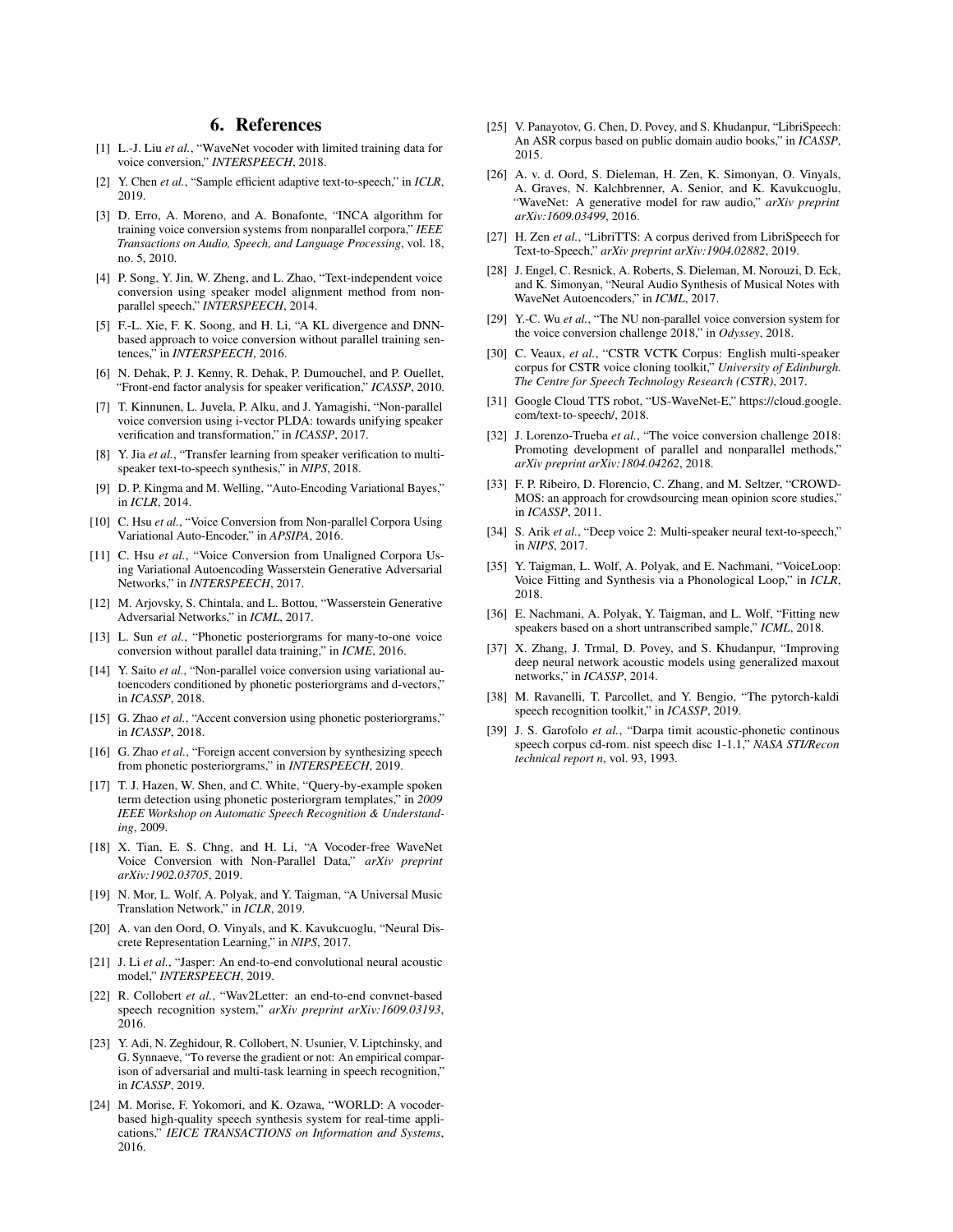# 6. References

[1] L.-J. Liu *et al.*, "WaveNet vocoder with limited training data for voice conversion," *INTERSPEECH*, 2018.

[2] Y. Chen *et al.*, "Sample efficient adaptive text-to-speech," in *ICLR*, 2019.

[3] D. Erro, A. Moreno, and A. Bonafonte, "INCA algorithm for training voice conversion systems from nonparallel corpora," *IEEE Transactions on Audio, Speech, and Language Processing*, vol. 18, no. 5, 2010.

[4] P. Song, Y. Jin, W. Zheng, and L. Zhao, "Text-independent voice conversion using speaker model alignment method from non-parallel speech," *INTERSPEECH*, 2014.

[5] F.-L. Xie, F. K. Soong, and H. Li, "A KL divergence and DNN-based approach to voice conversion without parallel training sentences," in *INTERSPEECH*, 2016.

[6] N. Dehak, P. J. Kenny, R. Dehak, P. Dumouchel, and P. Ouellet, "Front-end factor analysis for speaker verification," *ICASSP*, 2010.

[7] T. Kinnunen, L. Juvela, P. Alku, and J. Yamagishi, "Non-parallel voice conversion using i-vector PLDA: towards unifying speaker verification and transformation," in *ICASSP*, 2017.

[8] Y. Jia *et al.*, "Transfer learning from speaker verification to multi-speaker text-to-speech synthesis," in *NIPS*, 2018.

[9] D. P. Kingma and M. Welling, "Auto-Encoding Variational Bayes," in *ICLR*, 2014.

[10] C. Hsu *et al.*, "Voice Conversion from Non-parallel Corpora Using Variational Auto-Encoder," in *APSIPA*, 2016.

[11] C. Hsu *et al.*, "Voice Conversion from Unaligned Corpora Using Variational Autoencoding Wasserstein Generative Adversarial Networks," in *INTERSPEECH*, 2017.

[12] M. Arjovsky, S. Chintala, and L. Bottou, "Wasserstein Generative Adversarial Networks," in *ICML*, 2017.

[13] L. Sun *et al.*, "Phonetic posteriorgrams for many-to-one voice conversion without parallel data training," in *ICME*, 2016.

[14] Y. Saito *et al.*, "Non-parallel voice conversion using variational autoencoders conditioned by phonetic posteriorgrams and d-vectors," in *ICASSP*, 2018.

[15] G. Zhao *et al.*, "Accent conversion using phonetic posteriorgrams," in *ICASSP*, 2018.

[16] G. Zhao *et al.*, "Foreign accent conversion by synthesizing speech from phonetic posteriorgrams," in *INTERSPEECH*, 2019.

[17] T. J. Hazen, W. Shen, and C. White, "Query-by-example spoken term detection using phonetic posteriorgram templates," in *2009 IEEE Workshop on Automatic Speech Recognition & Understanding*, 2009.

[18] X. Tian, E. S. Chng, and H. Li, "A Vocoder-free WaveNet Voice Conversion with Non-Parallel Data," *arXiv preprint arXiv:1902.03705*, 2019.

[19] N. Mor, L. Wolf, A. Polyak, and Y. Taigman, "A Universal Music Translation Network," in *ICLR*, 2019.

[20] A. van den Oord, O. Vinyals, and K. Kavukcuoglu, "Neural Discrete Representation Learning," in *NIPS*, 2017.

[21] J. Li *et al.*, "Jasper: An end-to-end convolutional neural acoustic model," *INTERSPEECH*, 2019.

[22] R. Collobert *et al.*, "Wav2Letter: an end-to-end convnet-based speech recognition system," *arXiv preprint arXiv:1609.03193*, 2016.

[23] Y. Adi, N. Zeghidour, R. Collobert, N. Usunier, V. Liptchinsky, and G. Synnaeve, "To reverse the gradient or not: An empirical comparison of adversarial and multi-task learning in speech recognition," in *ICASSP*, 2019.

[24] M. Morise, F. Yokomori, and K. Ozawa, "WORLD: A vocoder-based high-quality speech synthesis system for real-time applications," *IEICE TRANSACTIONS on Information and Systems*, 2016.

[25] V. Panayotov, G. Chen, D. Povey, and S. Khudanpur, "LibriSpeech: An ASR corpus based on public domain audio books," in *ICASSP*, 2015.

[26] A. v. d. Oord, S. Dieleman, H. Zen, K. Simonyan, O. Vinyals, A. Graves, N. Kalchbrenner, A. Senior, and K. Kavukcuoglu, "WaveNet: A generative model for raw audio," *arXiv preprint arXiv:1609.03499*, 2016.

[27] H. Zen *et al.*, "LibriTTS: A corpus derived from LibriSpeech for Text-to-Speech," *arXiv preprint arXiv:1904.02882*, 2019.

[28] J. Engel, C. Resnick, A. Roberts, S. Dieleman, M. Norouzi, D. Eck, and K. Simonyan, "Neural Audio Synthesis of Musical Notes with WaveNet Autoencoders," in *ICML*, 2017.

[29] Y.-C. Wu *et al.*, "The NU non-parallel voice conversion system for the voice conversion challenge 2018," in *Odyssey*, 2018.

[30] C. Veaux, *et al.*, "CSTR VCTK Corpus: English multi-speaker corpus for CSTR voice cloning toolkit," *University of Edinburgh. The Centre for Speech Technology Research (CSTR)*, 2017.

[31] Google Cloud TTS robot, "US-WaveNet-E," https://cloud.google.com/text-to-speech/, 2018.

[32] J. Lorenzo-Trueba *et al.*, "The voice conversion challenge 2018: Promoting development of parallel and nonparallel methods," *arXiv preprint arXiv:1804.04262*, 2018.

[33] F. P. Ribeiro, D. Florencio, C. Zhang, and M. Seltzer, "CROWD-MOS: an approach for crowdsourcing mean opinion score studies," in *ICASSP*, 2011.

[34] S. Arik *et al.*, "Deep voice 2: Multi-speaker neural text-to-speech," in *NIPS*, 2017.

[35] Y. Taigman, L. Wolf, A. Polyak, and E. Nachmani, "VoiceLoop: Voice Fitting and Synthesis via a Phonological Loop," in *ICLR*, 2018.

[36] E. Nachmani, A. Polyak, Y. Taigman, and L. Wolf, "Fitting new speakers based on a short untranscribed sample," *ICML*, 2018.

[37] X. Zhang, J. Trmal, D. Povey, and S. Khudanpur, "Improving deep neural network acoustic models using generalized maxout networks," in *ICASSP*, 2014.

[38] M. Ravanelli, T. Parcollet, and Y. Bengio, "The pytorch-kaldi speech recognition toolkit," in *ICASSP*, 2019.

[39] J. S. Garofolo *et al.*, "Darpa timit acoustic-phonetic continous speech corpus cd-rom. nist speech disc 1-1.1," *NASA STI/Recon technical report n*, vol. 93, 1993.